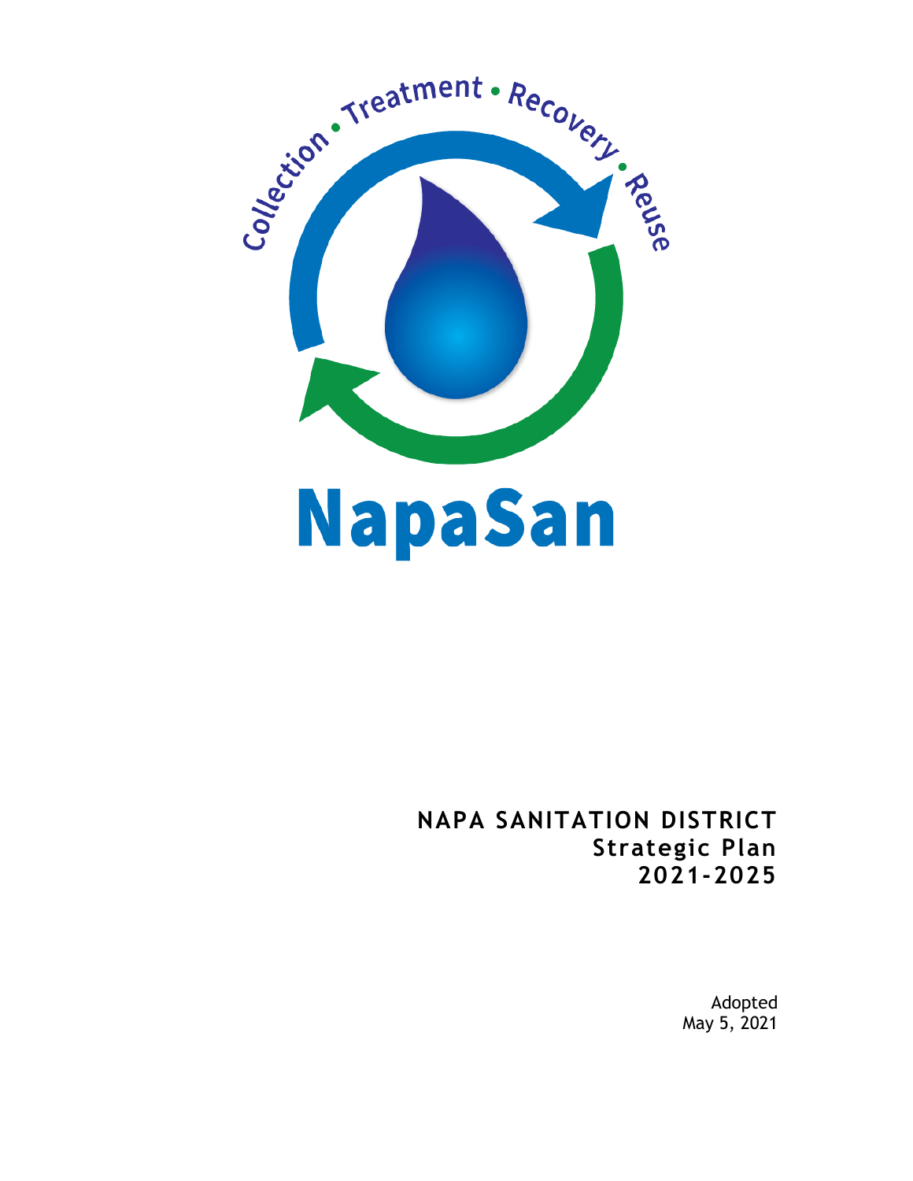Collection • Treatment • Recovery • Reuse

NapaSan

# NAPA SANITATION DISTRICT
## Strategic Plan
## 2021-2025

Adopted
May 5, 2021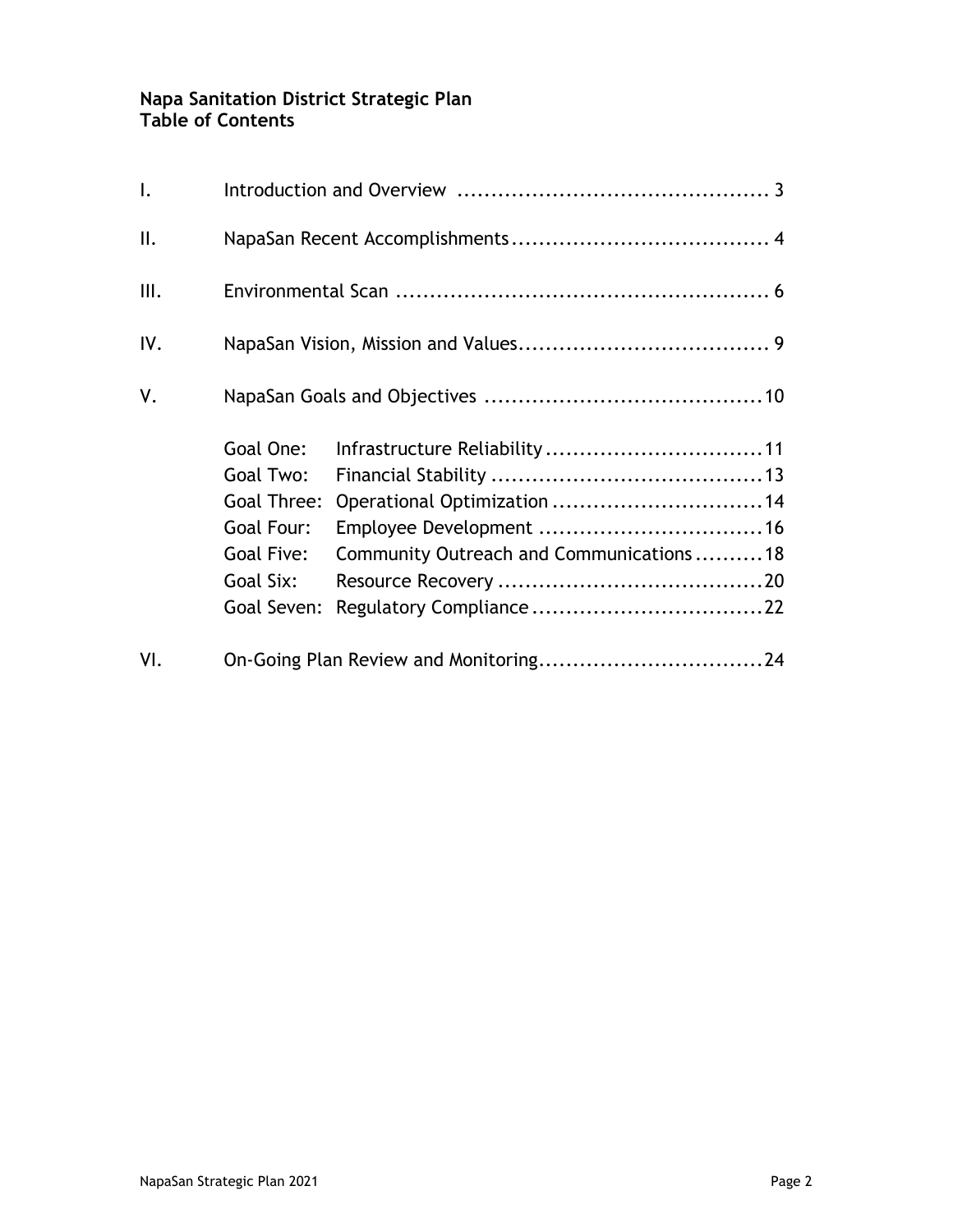**Napa Sanitation District Strategic Plan**
**Table of Contents**

| | | |
|---|---|---|
| I. | Introduction and Overview | 3 |
| II. | NapaSan Recent Accomplishments | 4 |
| III. | Environmental Scan | 6 |
| IV. | NapaSan Vision, Mission and Values | 9 |
| V. | NapaSan Goals and Objectives | 10 |
| | Goal One: Infrastructure Reliability | 11 |
| | Goal Two: Financial Stability | 13 |
| | Goal Three: Operational Optimization | 14 |
| | Goal Four: Employee Development | 16 |
| | Goal Five: Community Outreach and Communications | 18 |
| | Goal Six: Resource Recovery | 20 |
| | Goal Seven: Regulatory Compliance | 22 |
| VI. | On-Going Plan Review and Monitoring | 24 |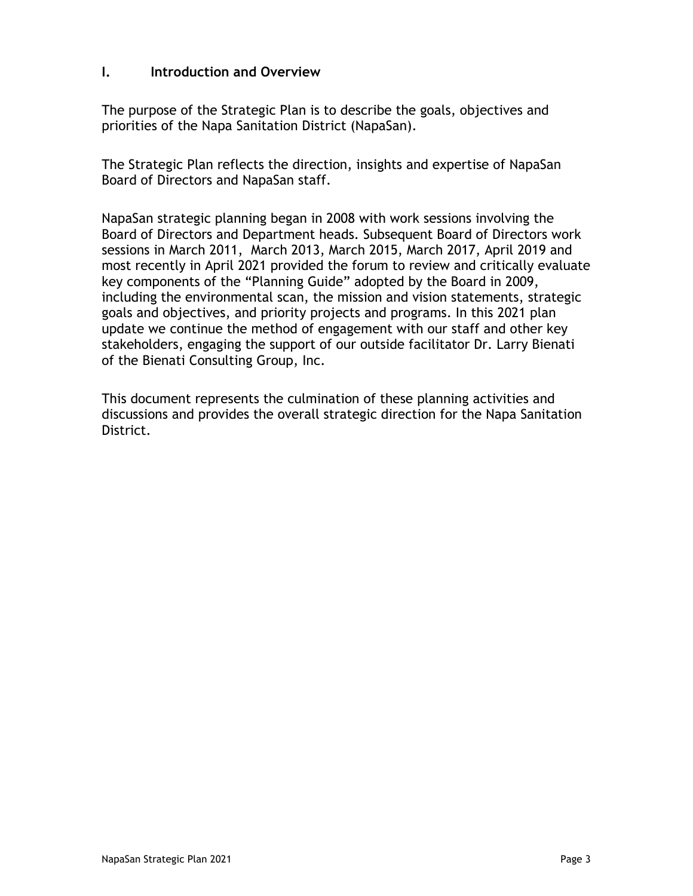## I. Introduction and Overview

The purpose of the Strategic Plan is to describe the goals, objectives and priorities of the Napa Sanitation District (NapaSan).

The Strategic Plan reflects the direction, insights and expertise of NapaSan Board of Directors and NapaSan staff.

NapaSan strategic planning began in 2008 with work sessions involving the Board of Directors and Department heads. Subsequent Board of Directors work sessions in March 2011, March 2013, March 2015, March 2017, April 2019 and most recently in April 2021 provided the forum to review and critically evaluate key components of the "Planning Guide" adopted by the Board in 2009, including the environmental scan, the mission and vision statements, strategic goals and objectives, and priority projects and programs. In this 2021 plan update we continue the method of engagement with our staff and other key stakeholders, engaging the support of our outside facilitator Dr. Larry Bienati of the Bienati Consulting Group, Inc.

This document represents the culmination of these planning activities and discussions and provides the overall strategic direction for the Napa Sanitation District.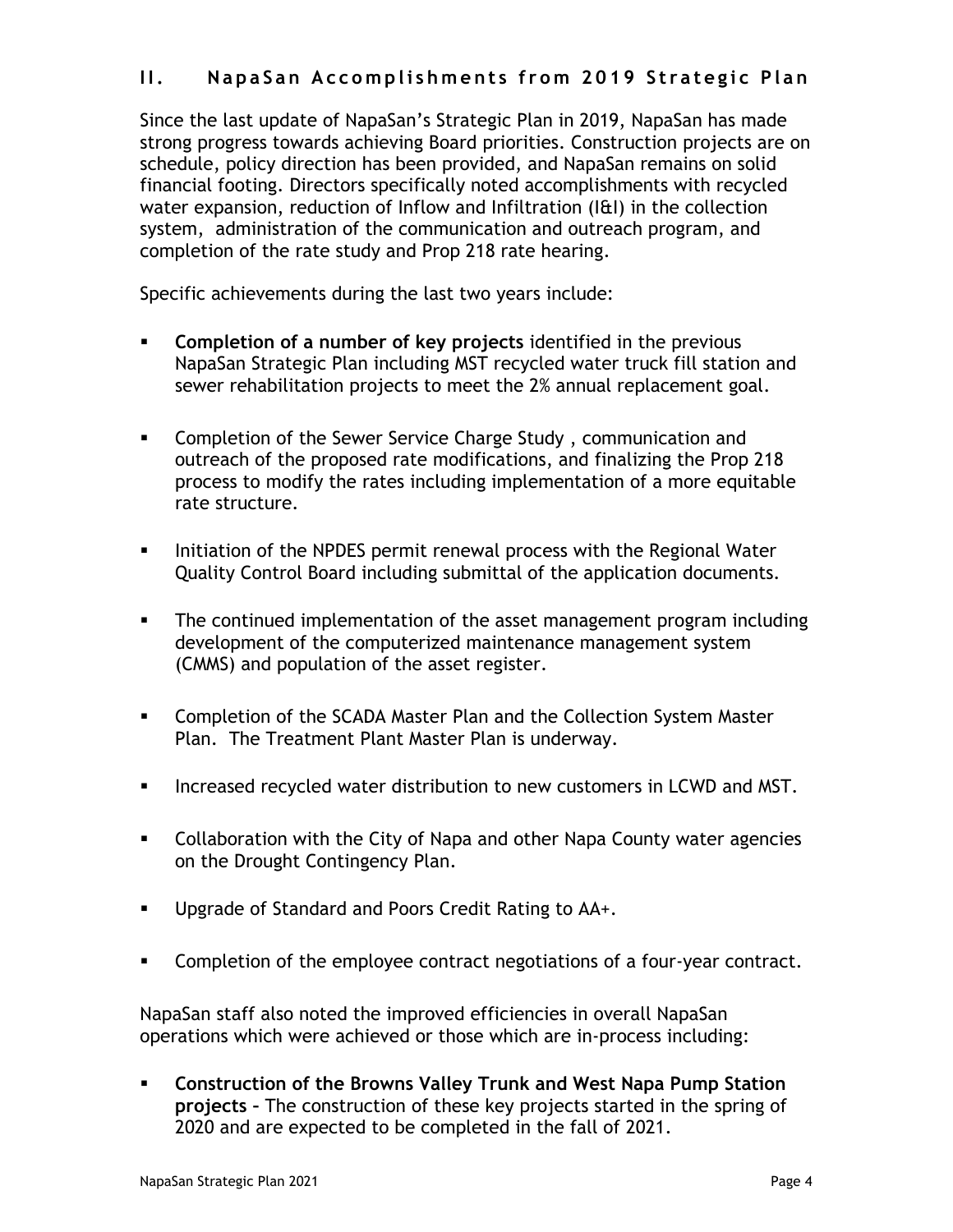## II. NapaSan Accomplishments from 2019 Strategic Plan

Since the last update of NapaSan's Strategic Plan in 2019, NapaSan has made strong progress towards achieving Board priorities. Construction projects are on schedule, policy direction has been provided, and NapaSan remains on solid financial footing. Directors specifically noted accomplishments with recycled water expansion, reduction of Inflow and Infiltration (I&I) in the collection system, administration of the communication and outreach program, and completion of the rate study and Prop 218 rate hearing.

Specific achievements during the last two years include:

- **Completion of a number of key projects** identified in the previous NapaSan Strategic Plan including MST recycled water truck fill station and sewer rehabilitation projects to meet the 2% annual replacement goal.
- Completion of the Sewer Service Charge Study , communication and outreach of the proposed rate modifications, and finalizing the Prop 218 process to modify the rates including implementation of a more equitable rate structure.
- Initiation of the NPDES permit renewal process with the Regional Water Quality Control Board including submittal of the application documents.
- The continued implementation of the asset management program including development of the computerized maintenance management system (CMMS) and population of the asset register.
- Completion of the SCADA Master Plan and the Collection System Master Plan. The Treatment Plant Master Plan is underway.
- Increased recycled water distribution to new customers in LCWD and MST.
- Collaboration with the City of Napa and other Napa County water agencies on the Drought Contingency Plan.
- Upgrade of Standard and Poors Credit Rating to AA+.
- Completion of the employee contract negotiations of a four-year contract.

NapaSan staff also noted the improved efficiencies in overall NapaSan operations which were achieved or those which are in-process including:

- **Construction of the Browns Valley Trunk and West Napa Pump Station projects** – The construction of these key projects started in the spring of 2020 and are expected to be completed in the fall of 2021.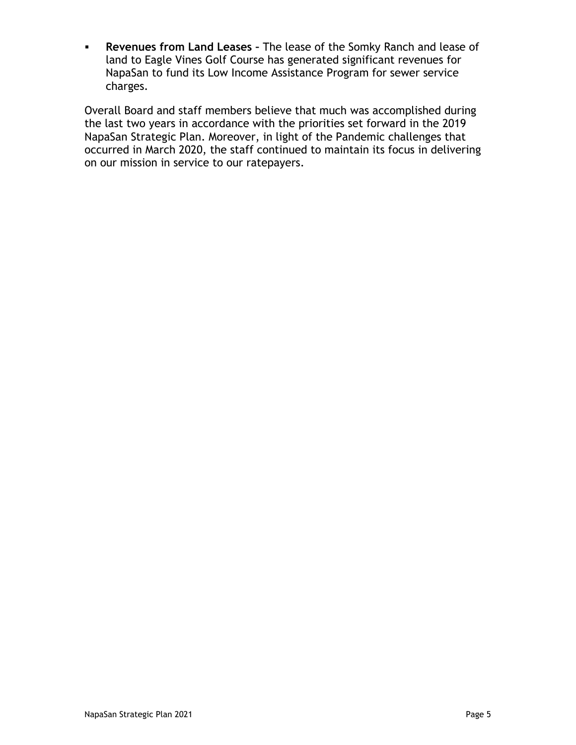- **Revenues from Land Leases –** The lease of the Somky Ranch and lease of land to Eagle Vines Golf Course has generated significant revenues for NapaSan to fund its Low Income Assistance Program for sewer service charges.

Overall Board and staff members believe that much was accomplished during the last two years in accordance with the priorities set forward in the 2019 NapaSan Strategic Plan. Moreover, in light of the Pandemic challenges that occurred in March 2020, the staff continued to maintain its focus in delivering on our mission in service to our ratepayers.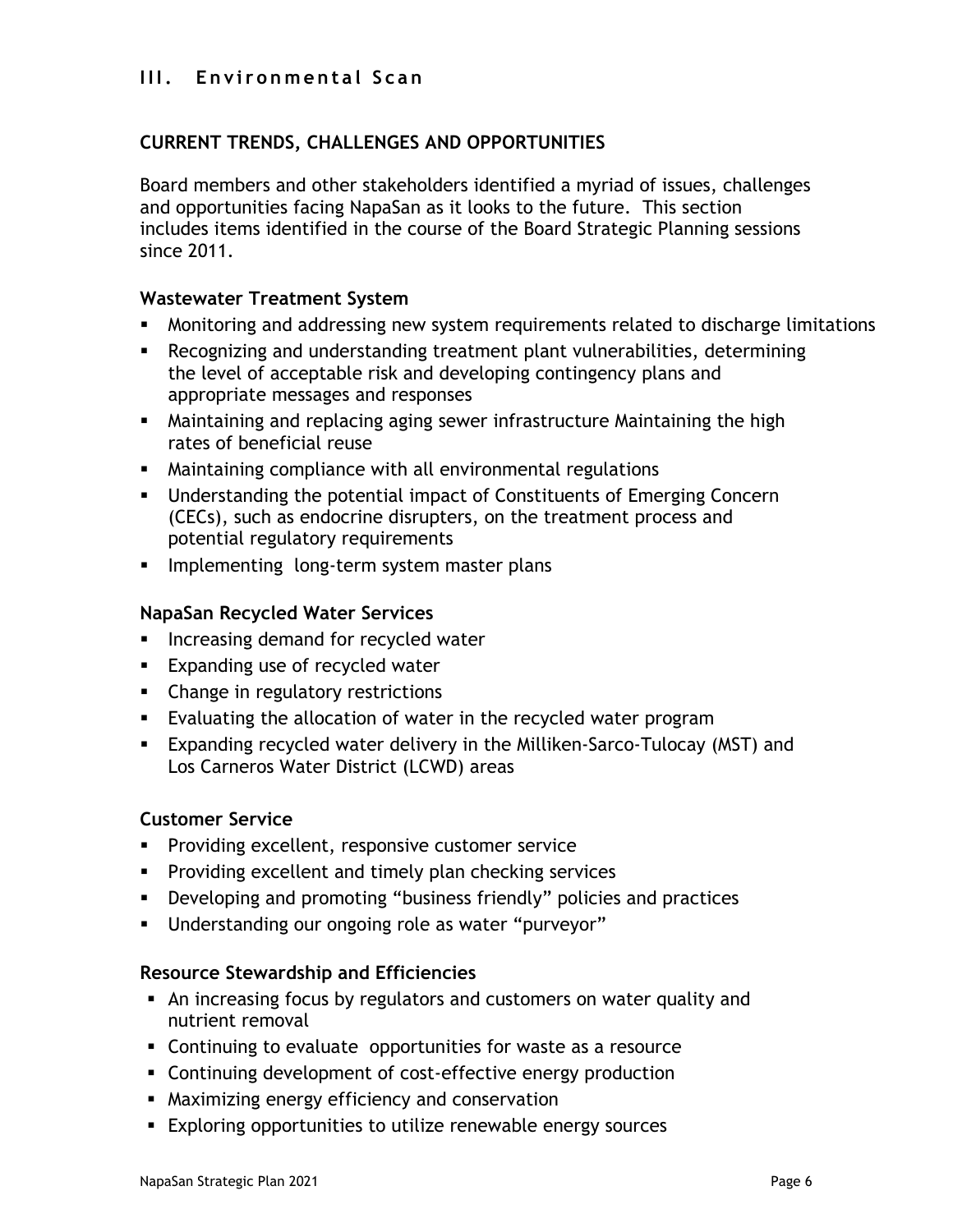## III. Environmental Scan

### CURRENT TRENDS, CHALLENGES AND OPPORTUNITIES

Board members and other stakeholders identified a myriad of issues, challenges and opportunities facing NapaSan as it looks to the future. This section includes items identified in the course of the Board Strategic Planning sessions since 2011.

#### Wastewater Treatment System

- Monitoring and addressing new system requirements related to discharge limitations
- Recognizing and understanding treatment plant vulnerabilities, determining the level of acceptable risk and developing contingency plans and appropriate messages and responses
- Maintaining and replacing aging sewer infrastructure Maintaining the high rates of beneficial reuse
- Maintaining compliance with all environmental regulations
- Understanding the potential impact of Constituents of Emerging Concern (CECs), such as endocrine disrupters, on the treatment process and potential regulatory requirements
- Implementing long-term system master plans

#### NapaSan Recycled Water Services

- Increasing demand for recycled water
- Expanding use of recycled water
- Change in regulatory restrictions
- Evaluating the allocation of water in the recycled water program
- Expanding recycled water delivery in the Milliken-Sarco-Tulocay (MST) and Los Carneros Water District (LCWD) areas

#### Customer Service

- Providing excellent, responsive customer service
- Providing excellent and timely plan checking services
- Developing and promoting "business friendly" policies and practices
- Understanding our ongoing role as water "purveyor"

#### Resource Stewardship and Efficiencies

- An increasing focus by regulators and customers on water quality and nutrient removal
- Continuing to evaluate opportunities for waste as a resource
- Continuing development of cost-effective energy production
- Maximizing energy efficiency and conservation
- Exploring opportunities to utilize renewable energy sources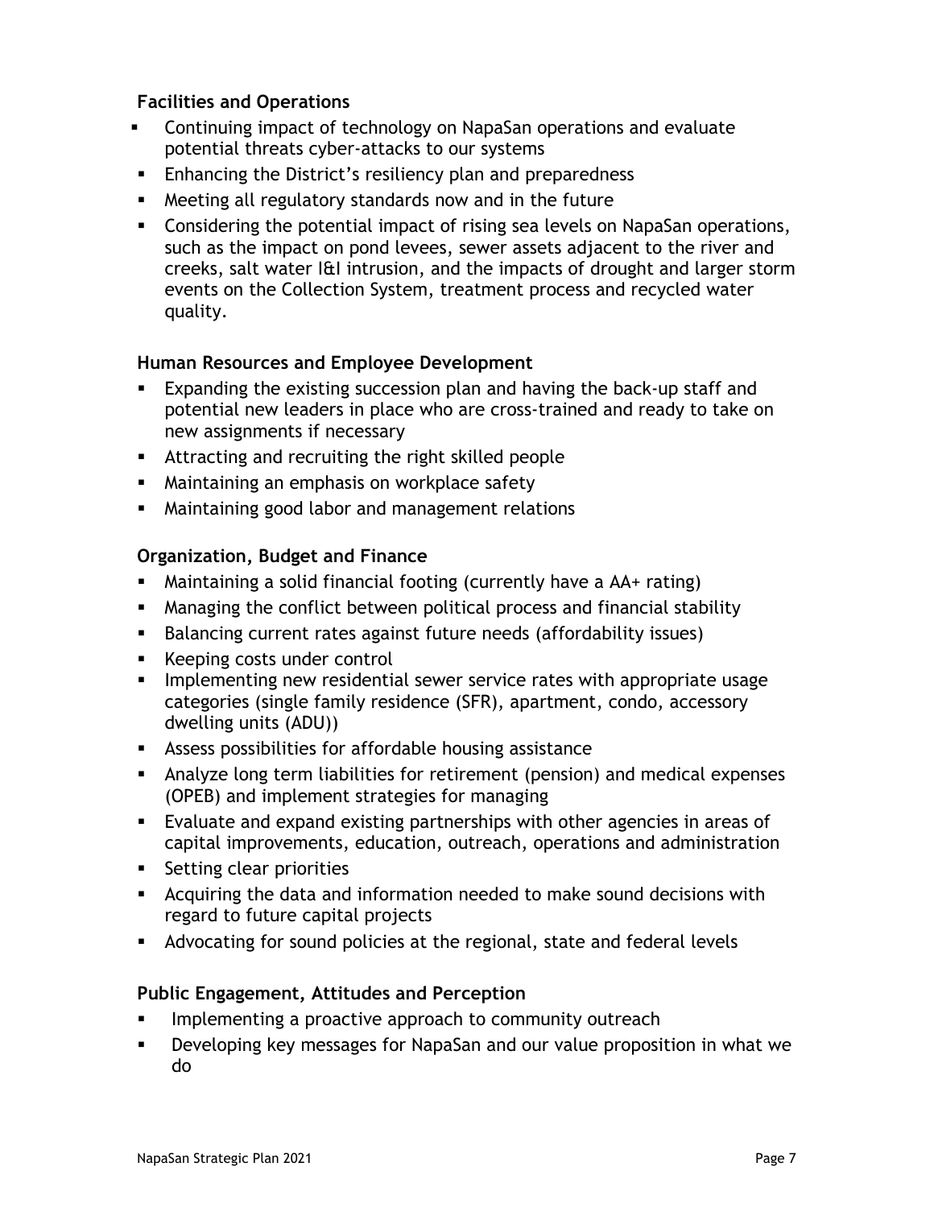**Facilities and Operations**

- Continuing impact of technology on NapaSan operations and evaluate potential threats cyber-attacks to our systems
- Enhancing the District's resiliency plan and preparedness
- Meeting all regulatory standards now and in the future
- Considering the potential impact of rising sea levels on NapaSan operations, such as the impact on pond levees, sewer assets adjacent to the river and creeks, salt water I&I intrusion, and the impacts of drought and larger storm events on the Collection System, treatment process and recycled water quality.

**Human Resources and Employee Development**

- Expanding the existing succession plan and having the back-up staff and potential new leaders in place who are cross-trained and ready to take on new assignments if necessary
- Attracting and recruiting the right skilled people
- Maintaining an emphasis on workplace safety
- Maintaining good labor and management relations

**Organization, Budget and Finance**

- Maintaining a solid financial footing (currently have a AA+ rating)
- Managing the conflict between political process and financial stability
- Balancing current rates against future needs (affordability issues)
- Keeping costs under control
- Implementing new residential sewer service rates with appropriate usage categories (single family residence (SFR), apartment, condo, accessory dwelling units (ADU))
- Assess possibilities for affordable housing assistance
- Analyze long term liabilities for retirement (pension) and medical expenses (OPEB) and implement strategies for managing
- Evaluate and expand existing partnerships with other agencies in areas of capital improvements, education, outreach, operations and administration
- Setting clear priorities
- Acquiring the data and information needed to make sound decisions with regard to future capital projects
- Advocating for sound policies at the regional, state and federal levels

**Public Engagement, Attitudes and Perception**

- Implementing a proactive approach to community outreach
- Developing key messages for NapaSan and our value proposition in what we do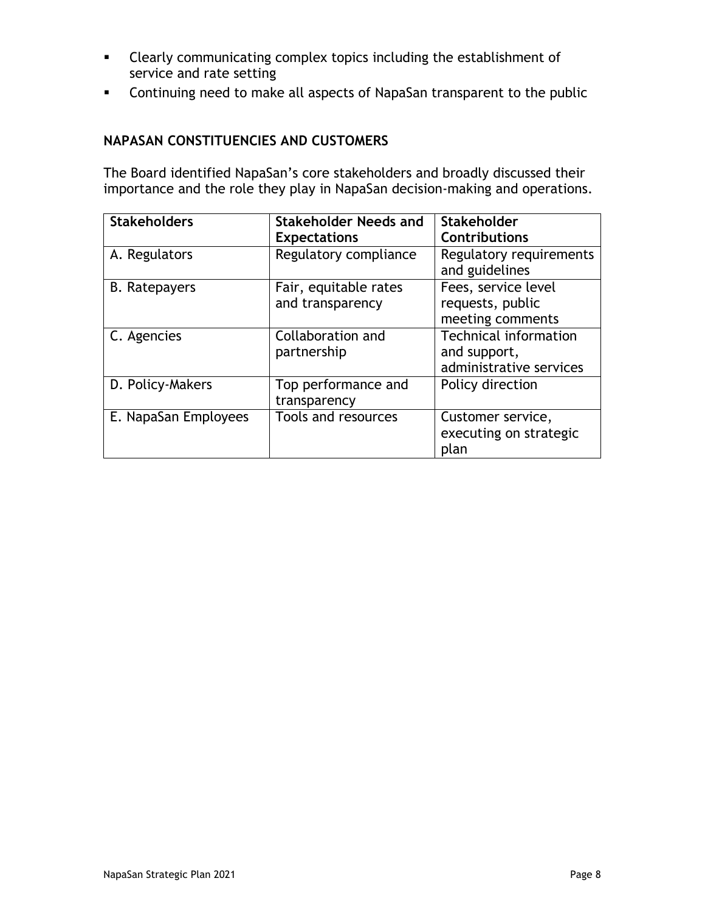- Clearly communicating complex topics including the establishment of service and rate setting
- Continuing need to make all aspects of NapaSan transparent to the public

### NAPASAN CONSTITUENCIES AND CUSTOMERS

The Board identified NapaSan's core stakeholders and broadly discussed their importance and the role they play in NapaSan decision-making and operations.

| Stakeholders | Stakeholder Needs and Expectations | Stakeholder Contributions |
| --- | --- | --- |
| A. Regulators | Regulatory compliance | Regulatory requirements and guidelines |
| B. Ratepayers | Fair, equitable rates and transparency | Fees, service level requests, public meeting comments |
| C. Agencies | Collaboration and partnership | Technical information and support, administrative services |
| D. Policy-Makers | Top performance and transparency | Policy direction |
| E. NapaSan Employees | Tools and resources | Customer service, executing on strategic plan |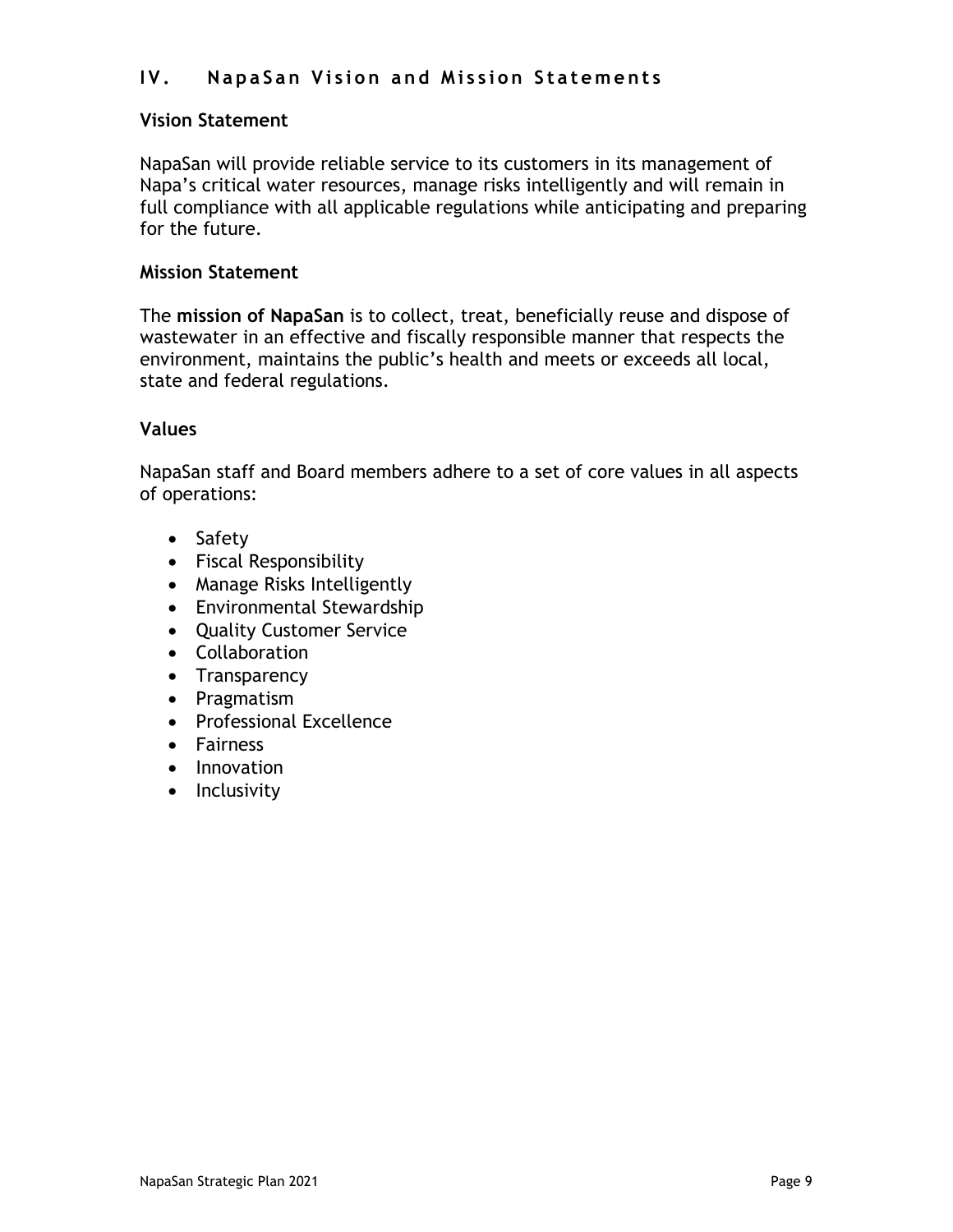## IV. NapaSan Vision and Mission Statements

### Vision Statement

NapaSan will provide reliable service to its customers in its management of Napa's critical water resources, manage risks intelligently and will remain in full compliance with all applicable regulations while anticipating and preparing for the future.

### Mission Statement

The **mission of NapaSan** is to collect, treat, beneficially reuse and dispose of wastewater in an effective and fiscally responsible manner that respects the environment, maintains the public's health and meets or exceeds all local, state and federal regulations.

### Values

NapaSan staff and Board members adhere to a set of core values in all aspects of operations:

- Safety
- Fiscal Responsibility
- Manage Risks Intelligently
- Environmental Stewardship
- Quality Customer Service
- Collaboration
- Transparency
- Pragmatism
- Professional Excellence
- Fairness
- Innovation
- Inclusivity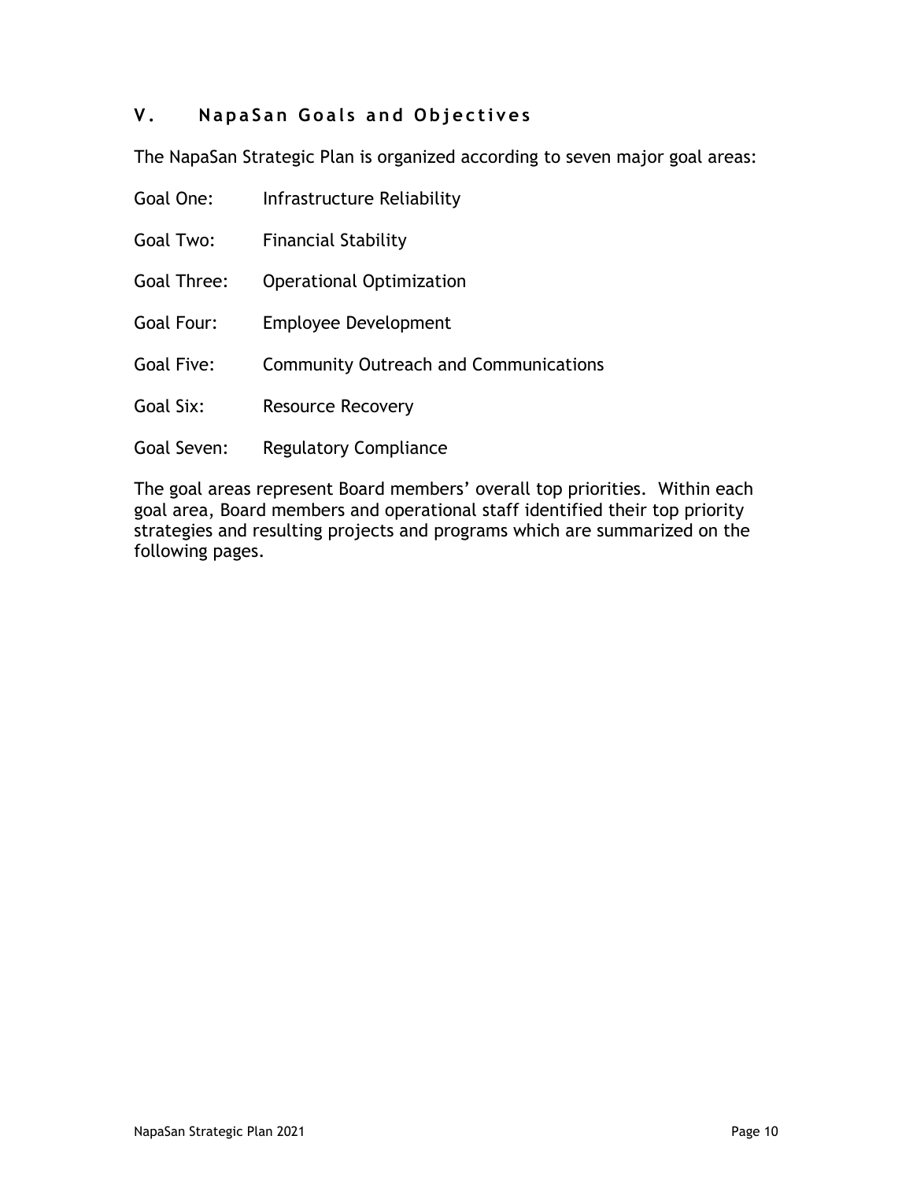## V. NapaSan Goals and Objectives

The NapaSan Strategic Plan is organized according to seven major goal areas:

Goal One: Infrastructure Reliability

Goal Two: Financial Stability

Goal Three: Operational Optimization

Goal Four: Employee Development

Goal Five: Community Outreach and Communications

Goal Six: Resource Recovery

Goal Seven: Regulatory Compliance

The goal areas represent Board members' overall top priorities. Within each goal area, Board members and operational staff identified their top priority strategies and resulting projects and programs which are summarized on the following pages.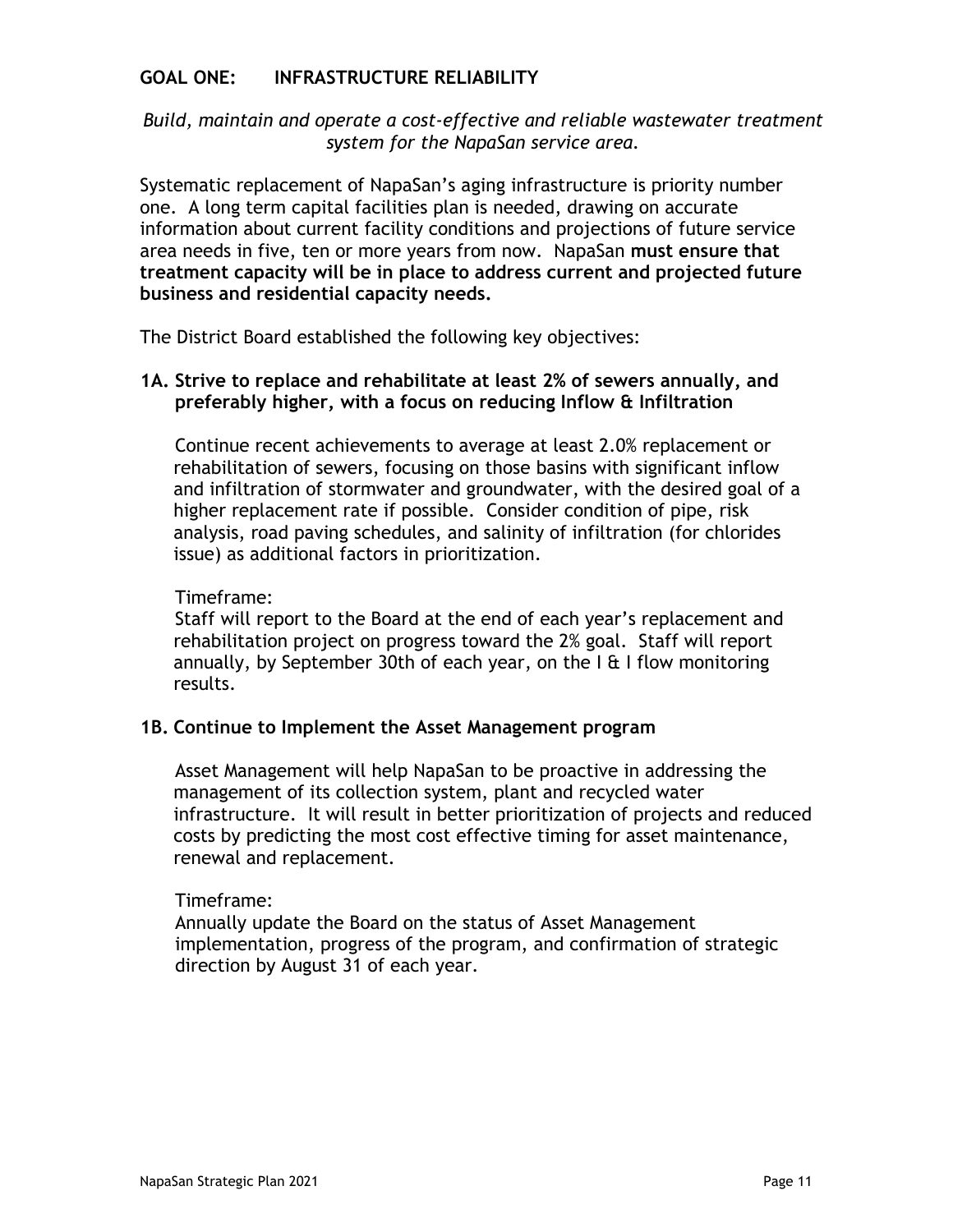## GOAL ONE: INFRASTRUCTURE RELIABILITY

*Build, maintain and operate a cost-effective and reliable wastewater treatment system for the NapaSan service area.*

Systematic replacement of NapaSan's aging infrastructure is priority number one. A long term capital facilities plan is needed, drawing on accurate information about current facility conditions and projections of future service area needs in five, ten or more years from now. NapaSan **must ensure that treatment capacity will be in place to address current and projected future business and residential capacity needs.**

The District Board established the following key objectives:

### 1A. Strive to replace and rehabilitate at least 2% of sewers annually, and preferably higher, with a focus on reducing Inflow & Infiltration

Continue recent achievements to average at least 2.0% replacement or rehabilitation of sewers, focusing on those basins with significant inflow and infiltration of stormwater and groundwater, with the desired goal of a higher replacement rate if possible. Consider condition of pipe, risk analysis, road paving schedules, and salinity of infiltration (for chlorides issue) as additional factors in prioritization.

Timeframe:
Staff will report to the Board at the end of each year's replacement and rehabilitation project on progress toward the 2% goal. Staff will report annually, by September 30th of each year, on the I & I flow monitoring results.

### 1B. Continue to Implement the Asset Management program

Asset Management will help NapaSan to be proactive in addressing the management of its collection system, plant and recycled water infrastructure. It will result in better prioritization of projects and reduced costs by predicting the most cost effective timing for asset maintenance, renewal and replacement.

Timeframe:
Annually update the Board on the status of Asset Management implementation, progress of the program, and confirmation of strategic direction by August 31 of each year.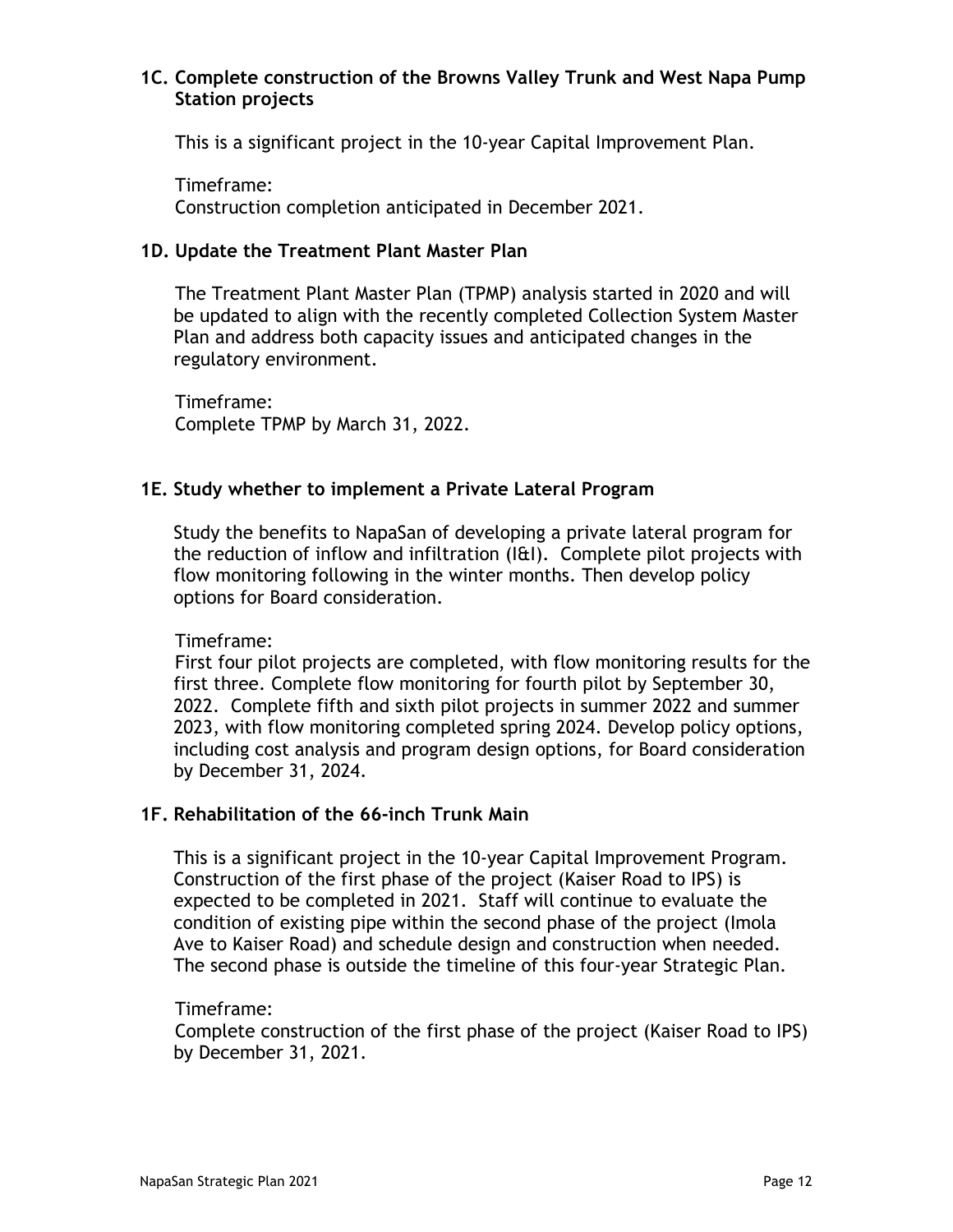### 1C. Complete construction of the Browns Valley Trunk and West Napa Pump Station projects

This is a significant project in the 10-year Capital Improvement Plan.

Timeframe:
Construction completion anticipated in December 2021.

### 1D. Update the Treatment Plant Master Plan

The Treatment Plant Master Plan (TPMP) analysis started in 2020 and will be updated to align with the recently completed Collection System Master Plan and address both capacity issues and anticipated changes in the regulatory environment.

Timeframe:
Complete TPMP by March 31, 2022.

### 1E. Study whether to implement a Private Lateral Program

Study the benefits to NapaSan of developing a private lateral program for the reduction of inflow and infiltration (I&I). Complete pilot projects with flow monitoring following in the winter months. Then develop policy options for Board consideration.

Timeframe:
First four pilot projects are completed, with flow monitoring results for the first three. Complete flow monitoring for fourth pilot by September 30, 2022. Complete fifth and sixth pilot projects in summer 2022 and summer 2023, with flow monitoring completed spring 2024. Develop policy options, including cost analysis and program design options, for Board consideration by December 31, 2024.

### 1F. Rehabilitation of the 66-inch Trunk Main

This is a significant project in the 10-year Capital Improvement Program. Construction of the first phase of the project (Kaiser Road to IPS) is expected to be completed in 2021. Staff will continue to evaluate the condition of existing pipe within the second phase of the project (Imola Ave to Kaiser Road) and schedule design and construction when needed. The second phase is outside the timeline of this four-year Strategic Plan.

Timeframe:
Complete construction of the first phase of the project (Kaiser Road to IPS) by December 31, 2021.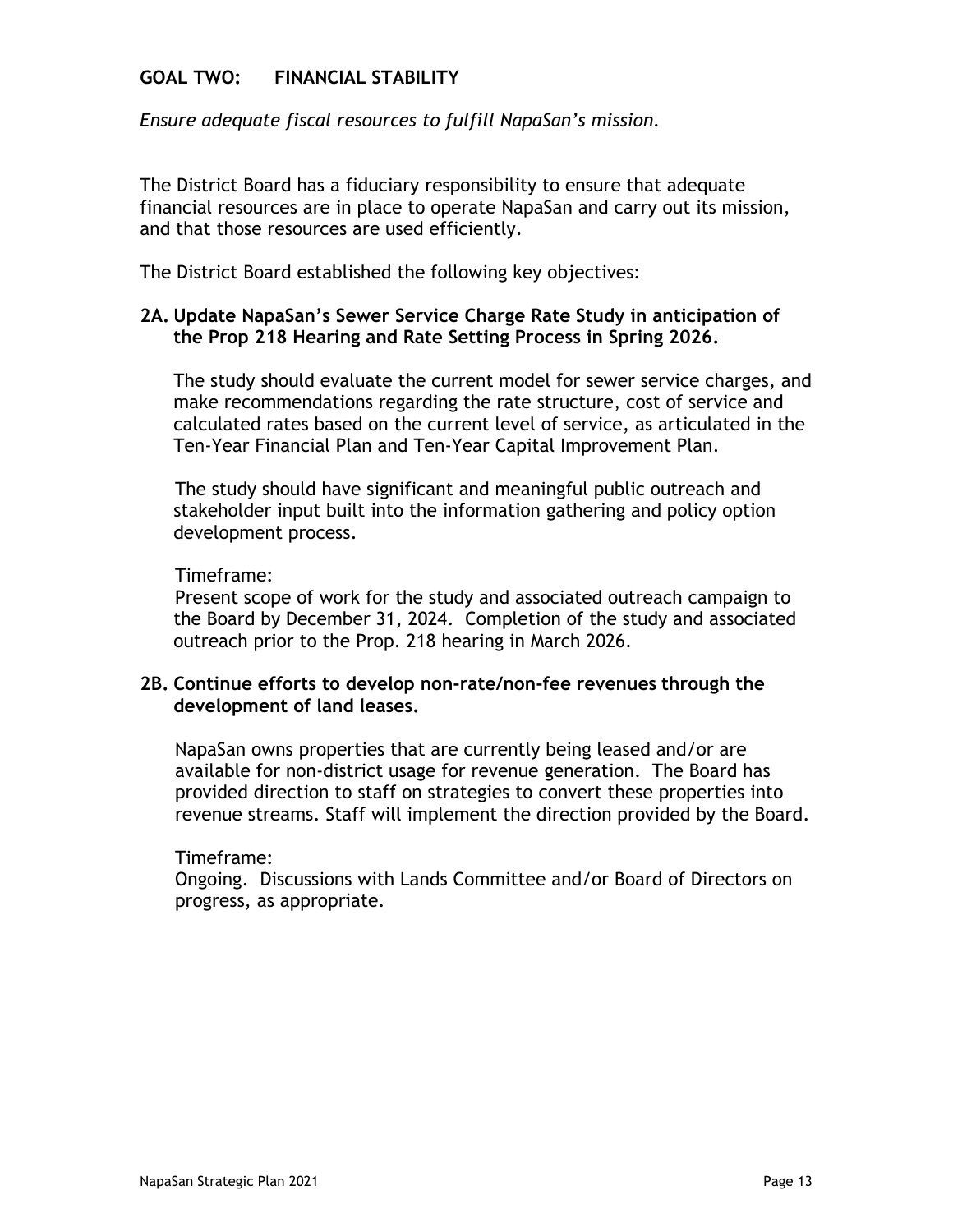## GOAL TWO: FINANCIAL STABILITY

*Ensure adequate fiscal resources to fulfill NapaSan's mission.*

The District Board has a fiduciary responsibility to ensure that adequate financial resources are in place to operate NapaSan and carry out its mission, and that those resources are used efficiently.

The District Board established the following key objectives:

**2A. Update NapaSan's Sewer Service Charge Rate Study in anticipation of the Prop 218 Hearing and Rate Setting Process in Spring 2026.**

The study should evaluate the current model for sewer service charges, and make recommendations regarding the rate structure, cost of service and calculated rates based on the current level of service, as articulated in the Ten-Year Financial Plan and Ten-Year Capital Improvement Plan.

The study should have significant and meaningful public outreach and stakeholder input built into the information gathering and policy option development process.

Timeframe:
Present scope of work for the study and associated outreach campaign to the Board by December 31, 2024. Completion of the study and associated outreach prior to the Prop. 218 hearing in March 2026.

**2B. Continue efforts to develop non-rate/non-fee revenues through the development of land leases.**

NapaSan owns properties that are currently being leased and/or are available for non-district usage for revenue generation. The Board has provided direction to staff on strategies to convert these properties into revenue streams. Staff will implement the direction provided by the Board.

Timeframe:
Ongoing. Discussions with Lands Committee and/or Board of Directors on progress, as appropriate.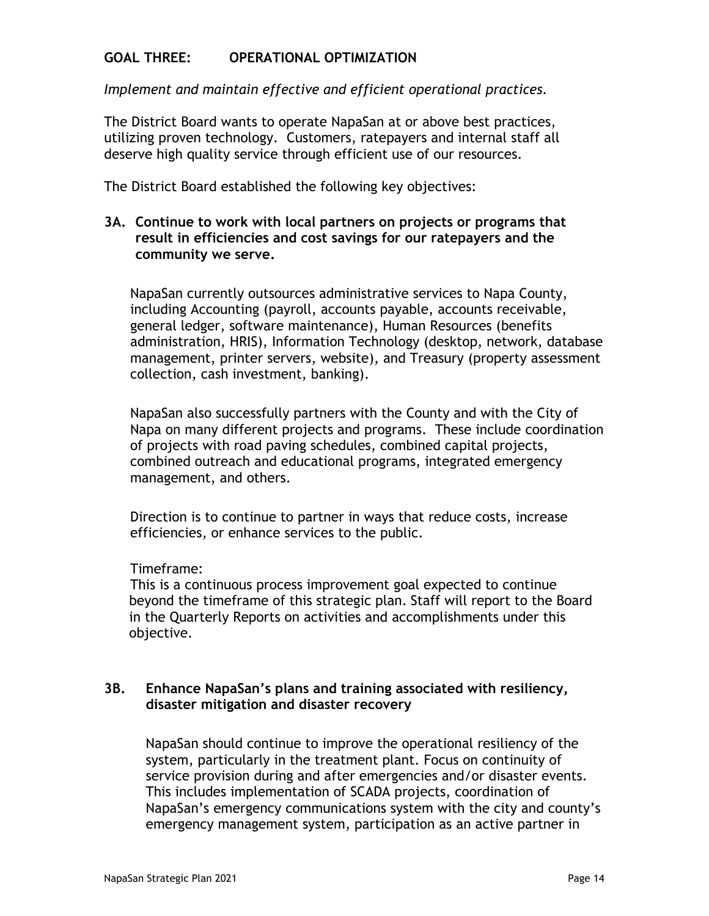## GOAL THREE: OPERATIONAL OPTIMIZATION

*Implement and maintain effective and efficient operational practices.*

The District Board wants to operate NapaSan at or above best practices, utilizing proven technology. Customers, ratepayers and internal staff all deserve high quality service through efficient use of our resources.

The District Board established the following key objectives:

### 3A. Continue to work with local partners on projects or programs that result in efficiencies and cost savings for our ratepayers and the community we serve.

NapaSan currently outsources administrative services to Napa County, including Accounting (payroll, accounts payable, accounts receivable, general ledger, software maintenance), Human Resources (benefits administration, HRIS), Information Technology (desktop, network, database management, printer servers, website), and Treasury (property assessment collection, cash investment, banking).

NapaSan also successfully partners with the County and with the City of Napa on many different projects and programs. These include coordination of projects with road paving schedules, combined capital projects, combined outreach and educational programs, integrated emergency management, and others.

Direction is to continue to partner in ways that reduce costs, increase efficiencies, or enhance services to the public.

Timeframe:
This is a continuous process improvement goal expected to continue beyond the timeframe of this strategic plan. Staff will report to the Board in the Quarterly Reports on activities and accomplishments under this objective.

### 3B. Enhance NapaSan's plans and training associated with resiliency, disaster mitigation and disaster recovery

NapaSan should continue to improve the operational resiliency of the system, particularly in the treatment plant. Focus on continuity of service provision during and after emergencies and/or disaster events. This includes implementation of SCADA projects, coordination of NapaSan's emergency communications system with the city and county's emergency management system, participation as an active partner in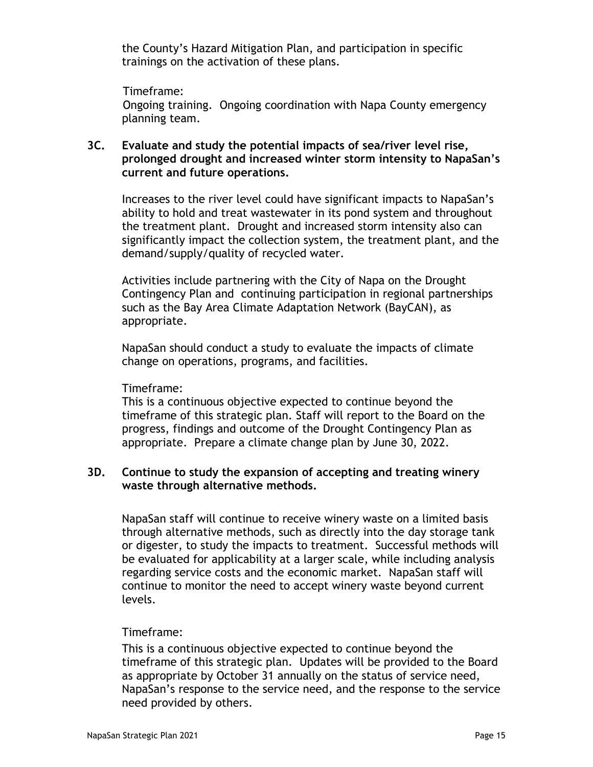the County's Hazard Mitigation Plan, and participation in specific trainings on the activation of these plans.

Timeframe:
Ongoing training. Ongoing coordination with Napa County emergency planning team.

**3C. Evaluate and study the potential impacts of sea/river level rise, prolonged drought and increased winter storm intensity to NapaSan's current and future operations.**

Increases to the river level could have significant impacts to NapaSan's ability to hold and treat wastewater in its pond system and throughout the treatment plant. Drought and increased storm intensity also can significantly impact the collection system, the treatment plant, and the demand/supply/quality of recycled water.

Activities include partnering with the City of Napa on the Drought Contingency Plan and continuing participation in regional partnerships such as the Bay Area Climate Adaptation Network (BayCAN), as appropriate.

NapaSan should conduct a study to evaluate the impacts of climate change on operations, programs, and facilities.

Timeframe:
This is a continuous objective expected to continue beyond the timeframe of this strategic plan. Staff will report to the Board on the progress, findings and outcome of the Drought Contingency Plan as appropriate. Prepare a climate change plan by June 30, 2022.

**3D. Continue to study the expansion of accepting and treating winery waste through alternative methods.**

NapaSan staff will continue to receive winery waste on a limited basis through alternative methods, such as directly into the day storage tank or digester, to study the impacts to treatment. Successful methods will be evaluated for applicability at a larger scale, while including analysis regarding service costs and the economic market. NapaSan staff will continue to monitor the need to accept winery waste beyond current levels.

Timeframe:
This is a continuous objective expected to continue beyond the timeframe of this strategic plan. Updates will be provided to the Board as appropriate by October 31 annually on the status of service need, NapaSan's response to the service need, and the response to the service need provided by others.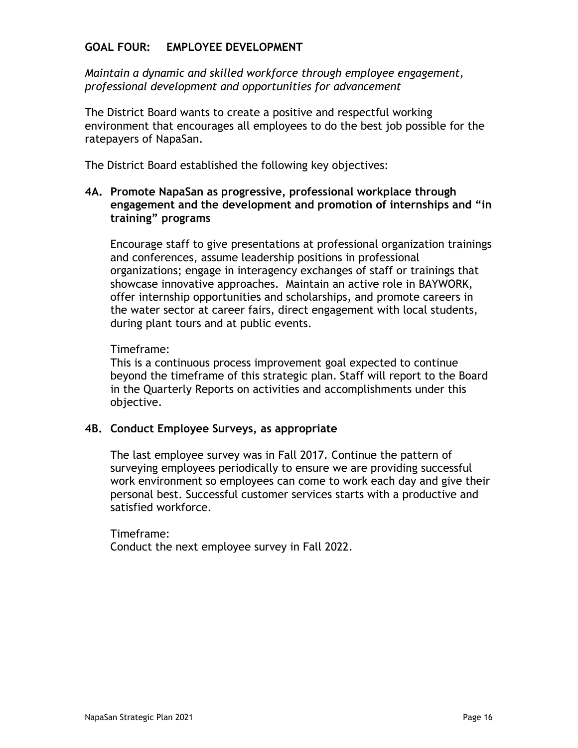## GOAL FOUR: EMPLOYEE DEVELOPMENT

*Maintain a dynamic and skilled workforce through employee engagement, professional development and opportunities for advancement*

The District Board wants to create a positive and respectful working environment that encourages all employees to do the best job possible for the ratepayers of NapaSan.

The District Board established the following key objectives:

### 4A. Promote NapaSan as progressive, professional workplace through engagement and the development and promotion of internships and "in training" programs

Encourage staff to give presentations at professional organization trainings and conferences, assume leadership positions in professional organizations; engage in interagency exchanges of staff or trainings that showcase innovative approaches. Maintain an active role in BAYWORK, offer internship opportunities and scholarships, and promote careers in the water sector at career fairs, direct engagement with local students, during plant tours and at public events.

Timeframe:
This is a continuous process improvement goal expected to continue beyond the timeframe of this strategic plan. Staff will report to the Board in the Quarterly Reports on activities and accomplishments under this objective.

### 4B. Conduct Employee Surveys, as appropriate

The last employee survey was in Fall 2017. Continue the pattern of surveying employees periodically to ensure we are providing successful work environment so employees can come to work each day and give their personal best. Successful customer services starts with a productive and satisfied workforce.

Timeframe:
Conduct the next employee survey in Fall 2022.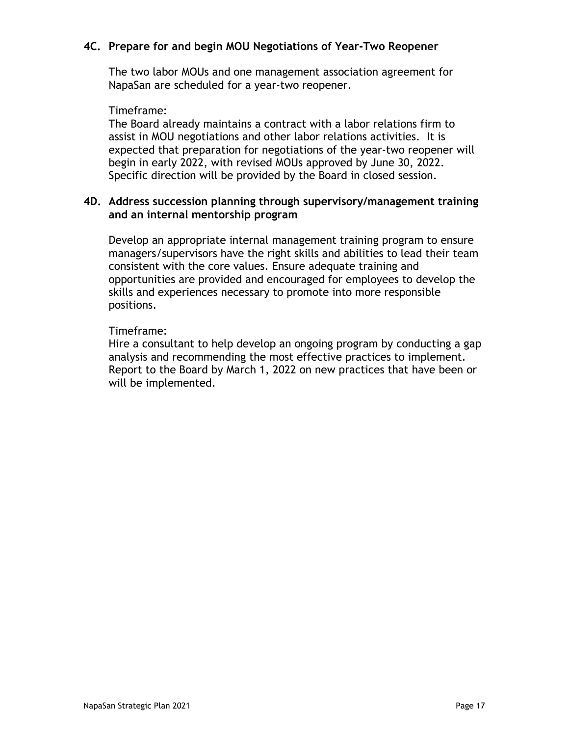### 4C. Prepare for and begin MOU Negotiations of Year-Two Reopener

The two labor MOUs and one management association agreement for NapaSan are scheduled for a year-two reopener.

Timeframe:
The Board already maintains a contract with a labor relations firm to assist in MOU negotiations and other labor relations activities. It is expected that preparation for negotiations of the year-two reopener will begin in early 2022, with revised MOUs approved by June 30, 2022. Specific direction will be provided by the Board in closed session.

### 4D. Address succession planning through supervisory/management training and an internal mentorship program

Develop an appropriate internal management training program to ensure managers/supervisors have the right skills and abilities to lead their team consistent with the core values. Ensure adequate training and opportunities are provided and encouraged for employees to develop the skills and experiences necessary to promote into more responsible positions.

Timeframe:
Hire a consultant to help develop an ongoing program by conducting a gap analysis and recommending the most effective practices to implement. Report to the Board by March 1, 2022 on new practices that have been or will be implemented.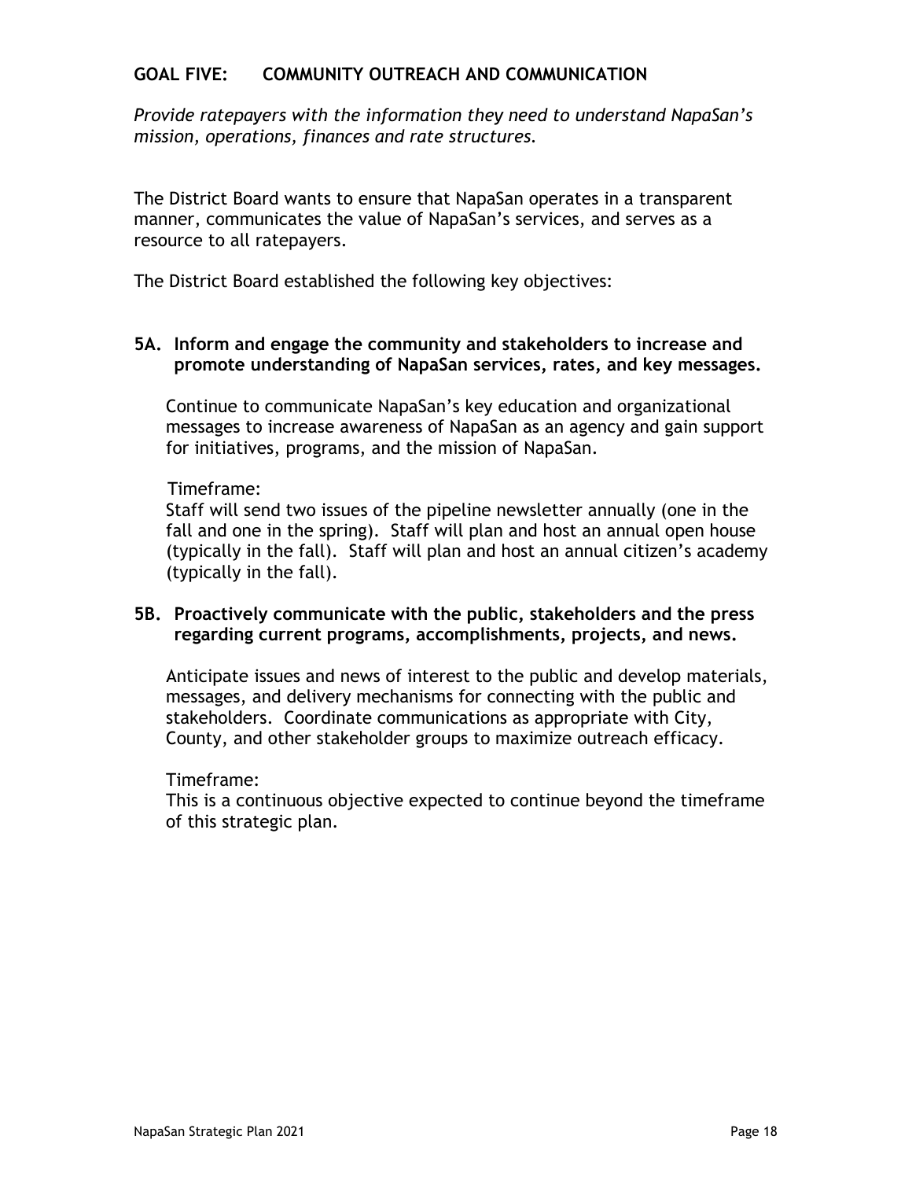## GOAL FIVE: COMMUNITY OUTREACH AND COMMUNICATION

*Provide ratepayers with the information they need to understand NapaSan's mission, operations, finances and rate structures.*

The District Board wants to ensure that NapaSan operates in a transparent manner, communicates the value of NapaSan's services, and serves as a resource to all ratepayers.

The District Board established the following key objectives:

### 5A. Inform and engage the community and stakeholders to increase and promote understanding of NapaSan services, rates, and key messages.

Continue to communicate NapaSan's key education and organizational messages to increase awareness of NapaSan as an agency and gain support for initiatives, programs, and the mission of NapaSan.

Timeframe:
Staff will send two issues of the pipeline newsletter annually (one in the fall and one in the spring). Staff will plan and host an annual open house (typically in the fall). Staff will plan and host an annual citizen's academy (typically in the fall).

### 5B. Proactively communicate with the public, stakeholders and the press regarding current programs, accomplishments, projects, and news.

Anticipate issues and news of interest to the public and develop materials, messages, and delivery mechanisms for connecting with the public and stakeholders. Coordinate communications as appropriate with City, County, and other stakeholder groups to maximize outreach efficacy.

Timeframe:
This is a continuous objective expected to continue beyond the timeframe of this strategic plan.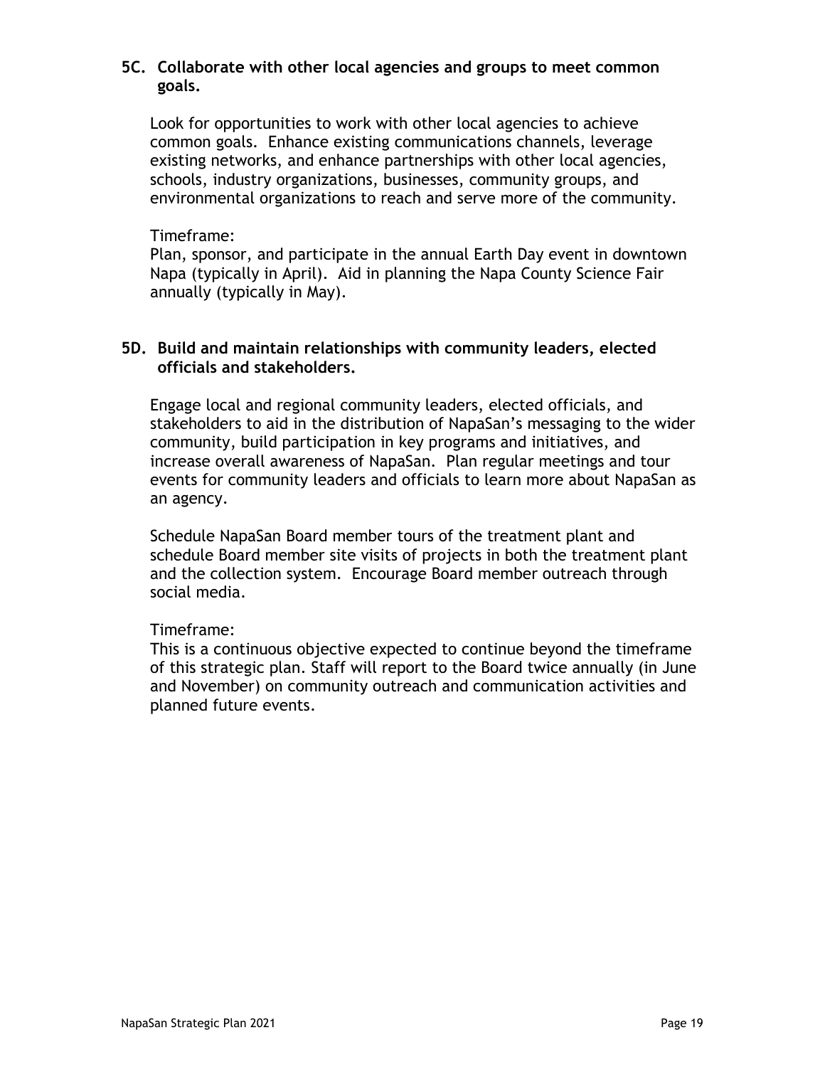### 5C. Collaborate with other local agencies and groups to meet common goals.

Look for opportunities to work with other local agencies to achieve common goals. Enhance existing communications channels, leverage existing networks, and enhance partnerships with other local agencies, schools, industry organizations, businesses, community groups, and environmental organizations to reach and serve more of the community.

Timeframe:
Plan, sponsor, and participate in the annual Earth Day event in downtown Napa (typically in April). Aid in planning the Napa County Science Fair annually (typically in May).

### 5D. Build and maintain relationships with community leaders, elected officials and stakeholders.

Engage local and regional community leaders, elected officials, and stakeholders to aid in the distribution of NapaSan's messaging to the wider community, build participation in key programs and initiatives, and increase overall awareness of NapaSan. Plan regular meetings and tour events for community leaders and officials to learn more about NapaSan as an agency.

Schedule NapaSan Board member tours of the treatment plant and schedule Board member site visits of projects in both the treatment plant and the collection system. Encourage Board member outreach through social media.

Timeframe:
This is a continuous objective expected to continue beyond the timeframe of this strategic plan. Staff will report to the Board twice annually (in June and November) on community outreach and communication activities and planned future events.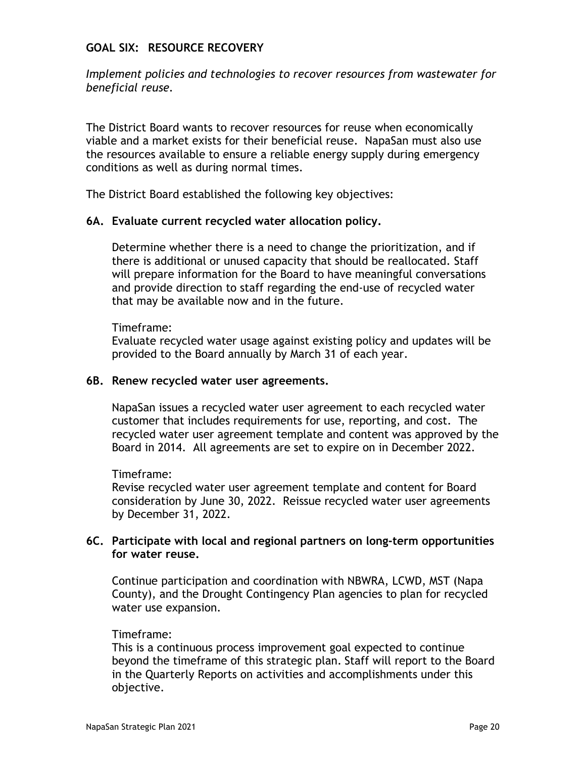## GOAL SIX: RESOURCE RECOVERY

*Implement policies and technologies to recover resources from wastewater for beneficial reuse.*

The District Board wants to recover resources for reuse when economically viable and a market exists for their beneficial reuse. NapaSan must also use the resources available to ensure a reliable energy supply during emergency conditions as well as during normal times.

The District Board established the following key objectives:

### 6A. Evaluate current recycled water allocation policy.

Determine whether there is a need to change the prioritization, and if there is additional or unused capacity that should be reallocated. Staff will prepare information for the Board to have meaningful conversations and provide direction to staff regarding the end-use of recycled water that may be available now and in the future.

Timeframe:
Evaluate recycled water usage against existing policy and updates will be provided to the Board annually by March 31 of each year.

### 6B. Renew recycled water user agreements.

NapaSan issues a recycled water user agreement to each recycled water customer that includes requirements for use, reporting, and cost. The recycled water user agreement template and content was approved by the Board in 2014. All agreements are set to expire on in December 2022.

Timeframe:
Revise recycled water user agreement template and content for Board consideration by June 30, 2022. Reissue recycled water user agreements by December 31, 2022.

### 6C. Participate with local and regional partners on long-term opportunities for water reuse.

Continue participation and coordination with NBWRA, LCWD, MST (Napa County), and the Drought Contingency Plan agencies to plan for recycled water use expansion.

Timeframe:
This is a continuous process improvement goal expected to continue beyond the timeframe of this strategic plan. Staff will report to the Board in the Quarterly Reports on activities and accomplishments under this objective.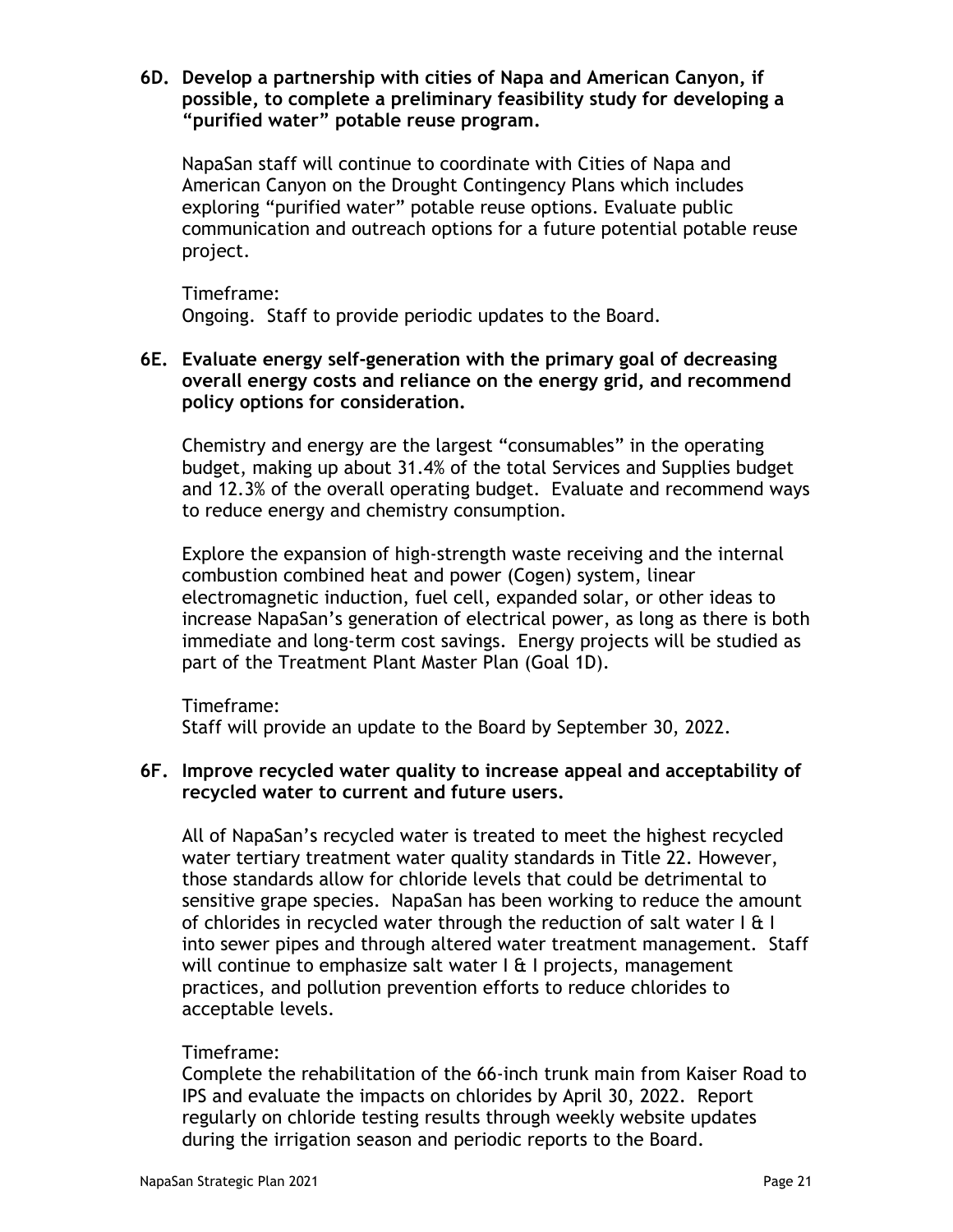**6D. Develop a partnership with cities of Napa and American Canyon, if possible, to complete a preliminary feasibility study for developing a "purified water" potable reuse program.**

NapaSan staff will continue to coordinate with Cities of Napa and American Canyon on the Drought Contingency Plans which includes exploring "purified water" potable reuse options. Evaluate public communication and outreach options for a future potential potable reuse project.

Timeframe:
Ongoing. Staff to provide periodic updates to the Board.

**6E. Evaluate energy self-generation with the primary goal of decreasing overall energy costs and reliance on the energy grid, and recommend policy options for consideration.**

Chemistry and energy are the largest "consumables" in the operating budget, making up about 31.4% of the total Services and Supplies budget and 12.3% of the overall operating budget. Evaluate and recommend ways to reduce energy and chemistry consumption.

Explore the expansion of high-strength waste receiving and the internal combustion combined heat and power (Cogen) system, linear electromagnetic induction, fuel cell, expanded solar, or other ideas to increase NapaSan's generation of electrical power, as long as there is both immediate and long-term cost savings. Energy projects will be studied as part of the Treatment Plant Master Plan (Goal 1D).

Timeframe:
Staff will provide an update to the Board by September 30, 2022.

**6F. Improve recycled water quality to increase appeal and acceptability of recycled water to current and future users.**

All of NapaSan's recycled water is treated to meet the highest recycled water tertiary treatment water quality standards in Title 22. However, those standards allow for chloride levels that could be detrimental to sensitive grape species. NapaSan has been working to reduce the amount of chlorides in recycled water through the reduction of salt water I & I into sewer pipes and through altered water treatment management. Staff will continue to emphasize salt water I & I projects, management practices, and pollution prevention efforts to reduce chlorides to acceptable levels.

Timeframe:
Complete the rehabilitation of the 66-inch trunk main from Kaiser Road to IPS and evaluate the impacts on chlorides by April 30, 2022. Report regularly on chloride testing results through weekly website updates during the irrigation season and periodic reports to the Board.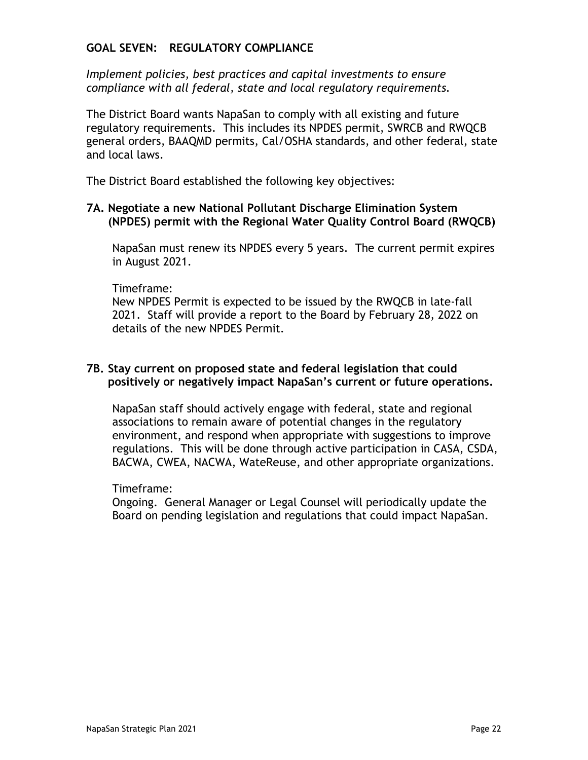## GOAL SEVEN:   REGULATORY COMPLIANCE

*Implement policies, best practices and capital investments to ensure compliance with all federal, state and local regulatory requirements.*

The District Board wants NapaSan to comply with all existing and future regulatory requirements. This includes its NPDES permit, SWRCB and RWQCB general orders, BAAQMD permits, Cal/OSHA standards, and other federal, state and local laws.

The District Board established the following key objectives:

### 7A. Negotiate a new National Pollutant Discharge Elimination System (NPDES) permit with the Regional Water Quality Control Board (RWQCB)

NapaSan must renew its NPDES every 5 years. The current permit expires in August 2021.

Timeframe:
New NPDES Permit is expected to be issued by the RWQCB in late-fall 2021. Staff will provide a report to the Board by February 28, 2022 on details of the new NPDES Permit.

### 7B. Stay current on proposed state and federal legislation that could positively or negatively impact NapaSan's current or future operations.

NapaSan staff should actively engage with federal, state and regional associations to remain aware of potential changes in the regulatory environment, and respond when appropriate with suggestions to improve regulations. This will be done through active participation in CASA, CSDA, BACWA, CWEA, NACWA, WateReuse, and other appropriate organizations.

Timeframe:
Ongoing. General Manager or Legal Counsel will periodically update the Board on pending legislation and regulations that could impact NapaSan.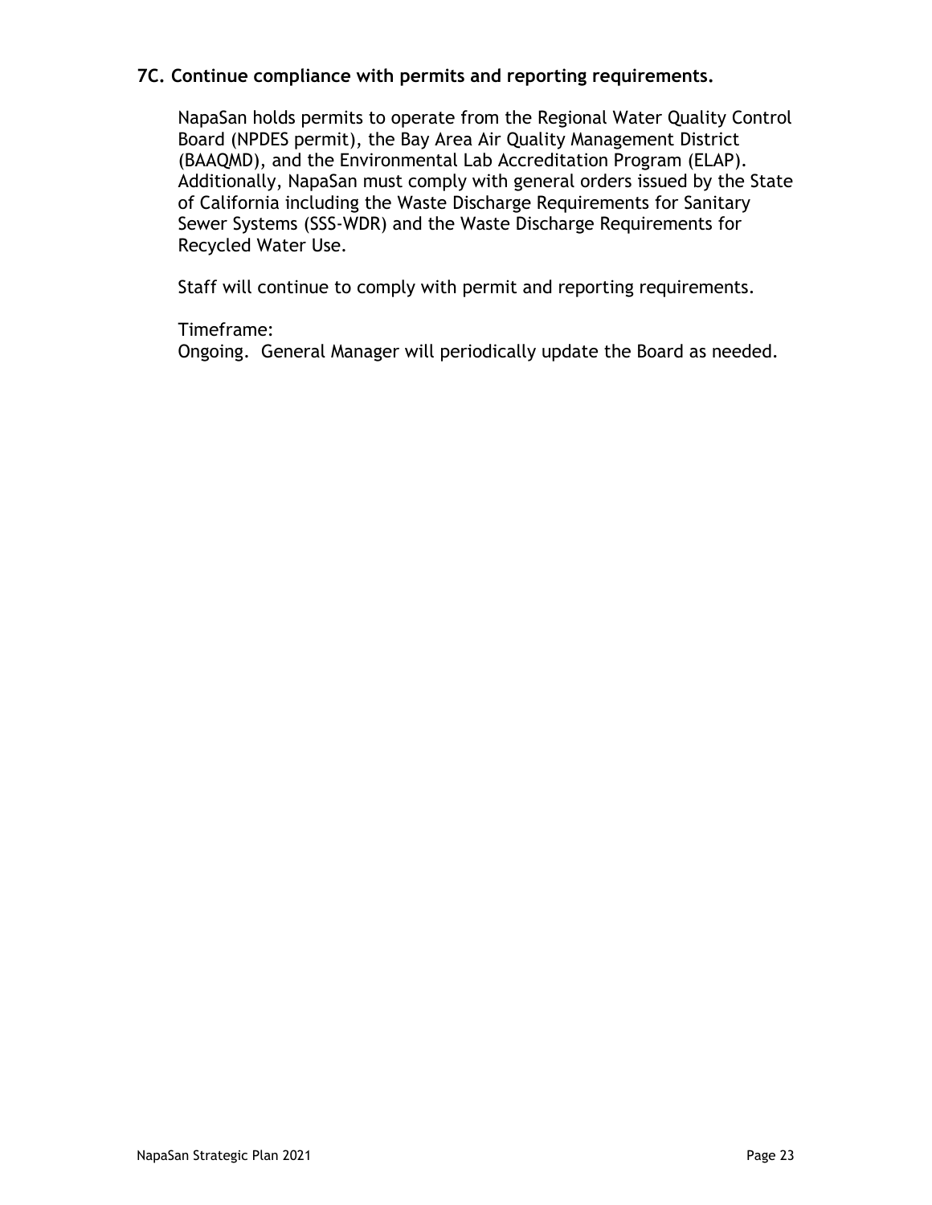### 7C. Continue compliance with permits and reporting requirements.

NapaSan holds permits to operate from the Regional Water Quality Control Board (NPDES permit), the Bay Area Air Quality Management District (BAAQMD), and the Environmental Lab Accreditation Program (ELAP). Additionally, NapaSan must comply with general orders issued by the State of California including the Waste Discharge Requirements for Sanitary Sewer Systems (SSS-WDR) and the Waste Discharge Requirements for Recycled Water Use.

Staff will continue to comply with permit and reporting requirements.

Timeframe:
Ongoing. General Manager will periodically update the Board as needed.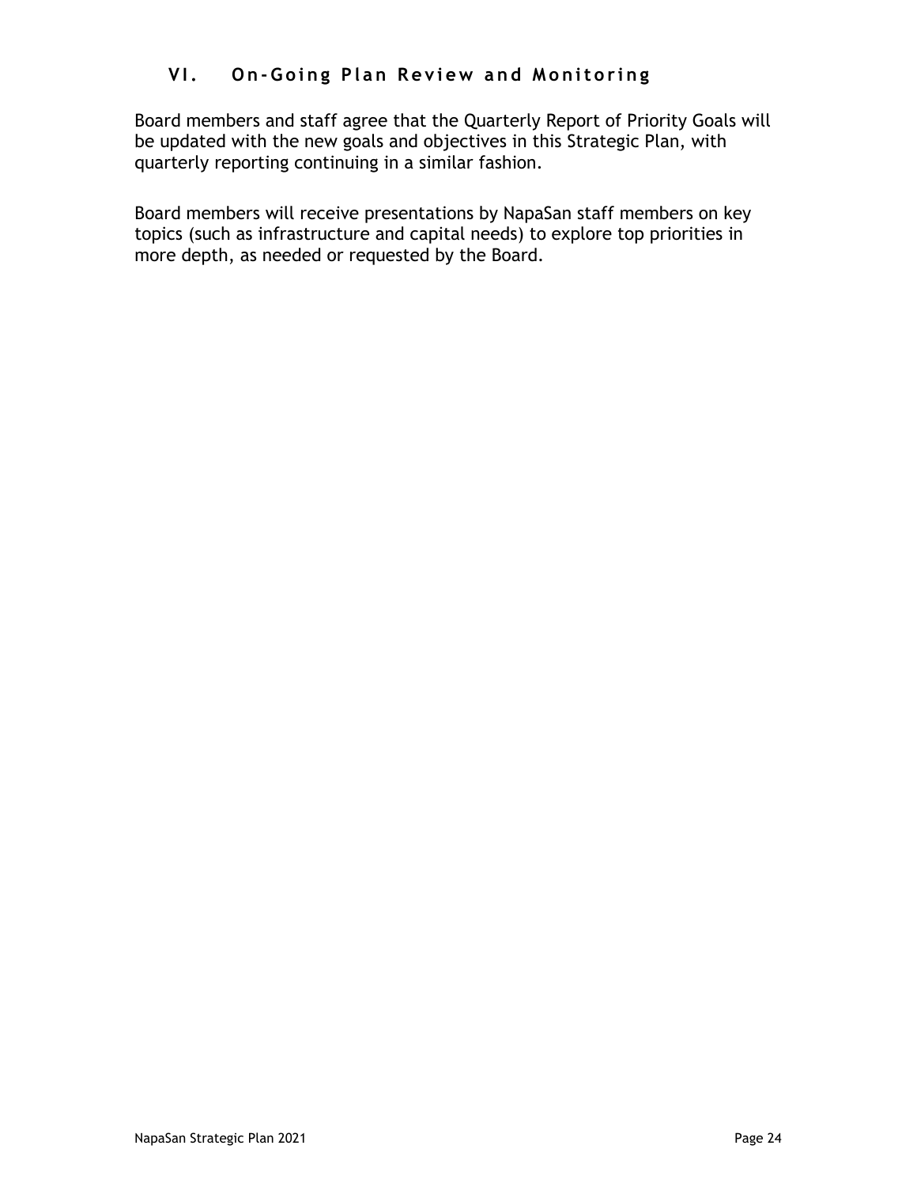## VI. On-Going Plan Review and Monitoring

Board members and staff agree that the Quarterly Report of Priority Goals will be updated with the new goals and objectives in this Strategic Plan, with quarterly reporting continuing in a similar fashion.

Board members will receive presentations by NapaSan staff members on key topics (such as infrastructure and capital needs) to explore top priorities in more depth, as needed or requested by the Board.